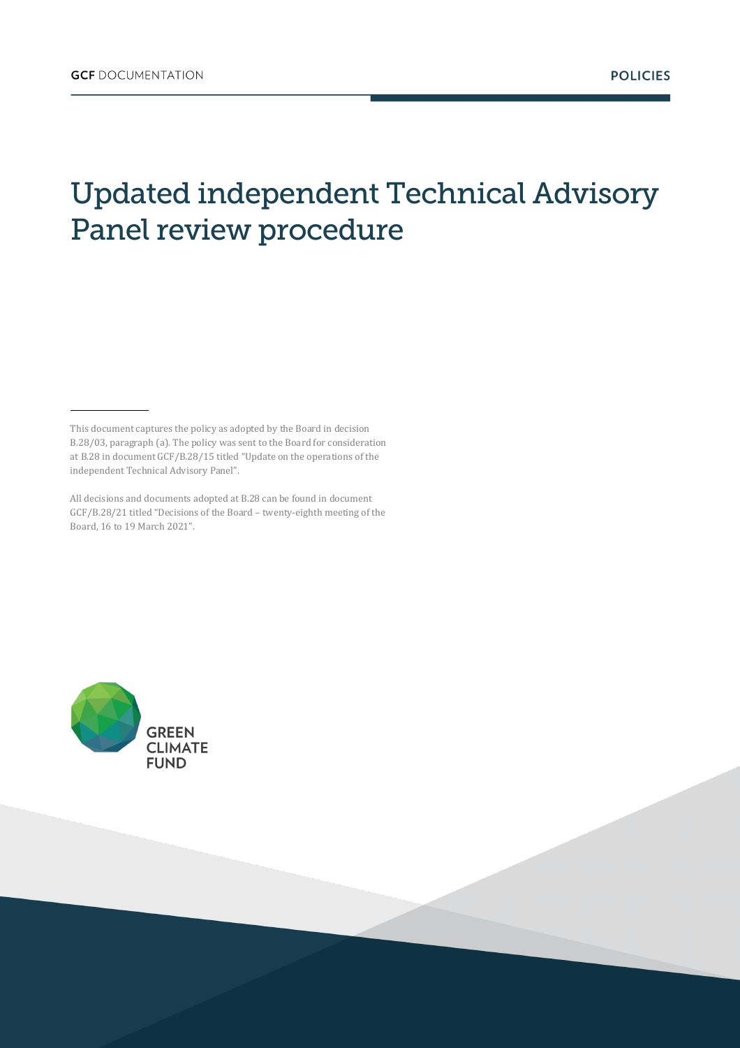GCF DOCUMENTATION

POLICIES

# Updated independent Technical Advisory Panel review procedure

This document captures the policy as adopted by the Board in decision B.28/03, paragraph (a). The policy was sent to the Board for consideration at B.28 in document GCF/B.28/15 titled "Update on the operations of the independent Technical Advisory Panel".

All decisions and documents adopted at B.28 can be found in document GCF/B.28/21 titled "Decisions of the Board – twenty-eighth meeting of the Board, 16 to 19 March 2021".

GREEN CLIMATE FUND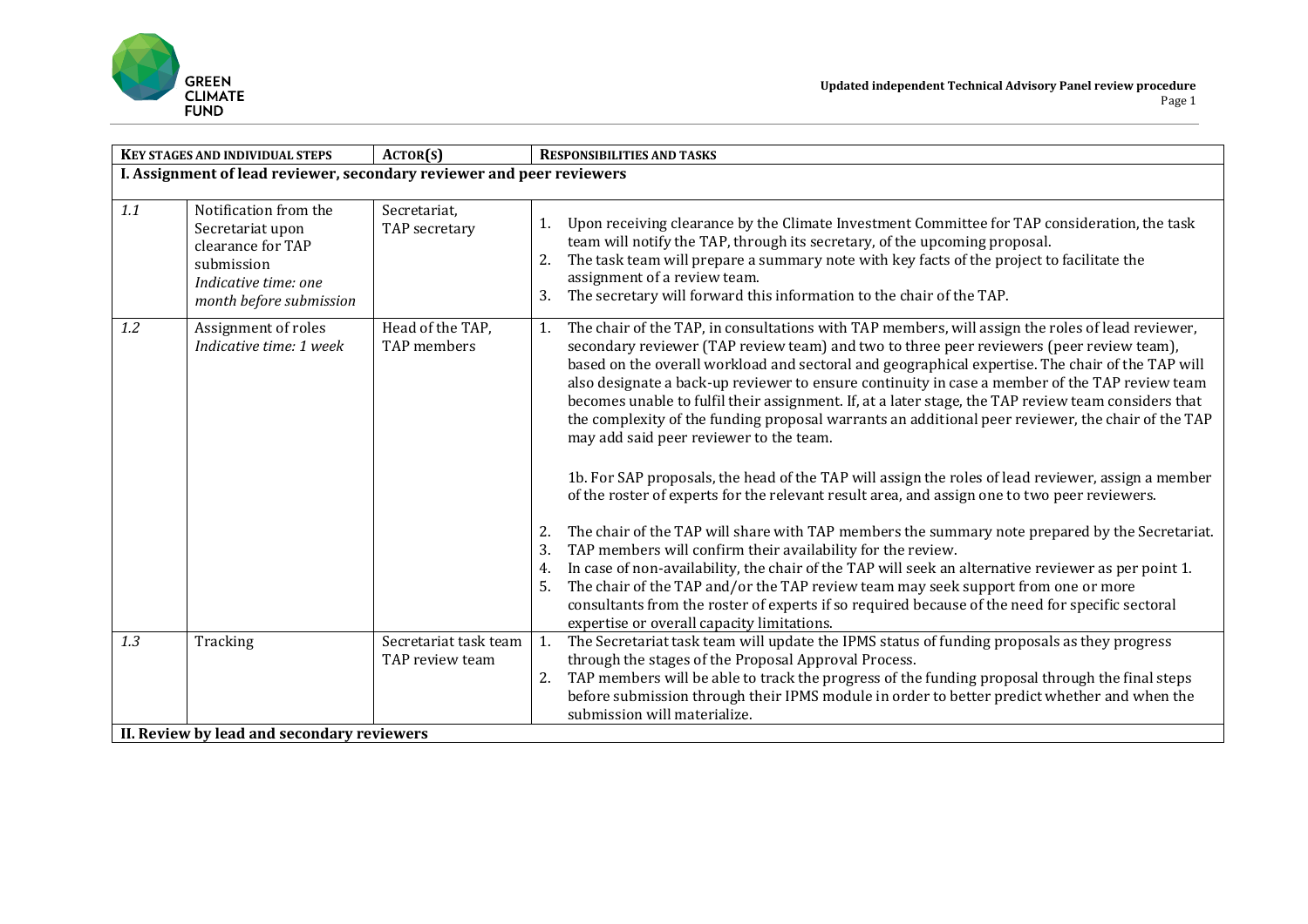| KEY STAGES AND INDIVIDUAL STEPS | | ACTOR(S) | RESPONSIBILITIES AND TASKS |
|---|---|---|---|
| **I. Assignment of lead reviewer, secondary reviewer and peer reviewers** | | | |
| *1.1* | Notification from the Secretariat upon clearance for TAP submission *Indicative time: one month before submission* | Secretariat, TAP secretary | 1. Upon receiving clearance by the Climate Investment Committee for TAP consideration, the task team will notify the TAP, through its secretary, of the upcoming proposal.<br>2. The task team will prepare a summary note with key facts of the project to facilitate the assignment of a review team.<br>3. The secretary will forward this information to the chair of the TAP. |
| *1.2* | Assignment of roles *Indicative time: 1 week* | Head of the TAP, TAP members | 1. The chair of the TAP, in consultations with TAP members, will assign the roles of lead reviewer, secondary reviewer (TAP review team) and two to three peer reviewers (peer review team), based on the overall workload and sectoral and geographical expertise. The chair of the TAP will also designate a back-up reviewer to ensure continuity in case a member of the TAP review team becomes unable to fulfil their assignment. If, at a later stage, the TAP review team considers that the complexity of the funding proposal warrants an additional peer reviewer, the chair of the TAP may add said peer reviewer to the team.<br><br>1b. For SAP proposals, the head of the TAP will assign the roles of lead reviewer, assign a member of the roster of experts for the relevant result area, and assign one to two peer reviewers.<br><br>2. The chair of the TAP will share with TAP members the summary note prepared by the Secretariat.<br>3. TAP members will confirm their availability for the review.<br>4. In case of non-availability, the chair of the TAP will seek an alternative reviewer as per point 1.<br>5. The chair of the TAP and/or the TAP review team may seek support from one or more consultants from the roster of experts if so required because of the need for specific sectoral expertise or overall capacity limitations. |
| *1.3* | Tracking | Secretariat task team TAP review team | 1. The Secretariat task team will update the IPMS status of funding proposals as they progress through the stages of the Proposal Approval Process.<br>2. TAP members will be able to track the progress of the funding proposal through the final steps before submission through their IPMS module in order to better predict whether and when the submission will materialize. |
| **II. Review by lead and secondary reviewers** | | | |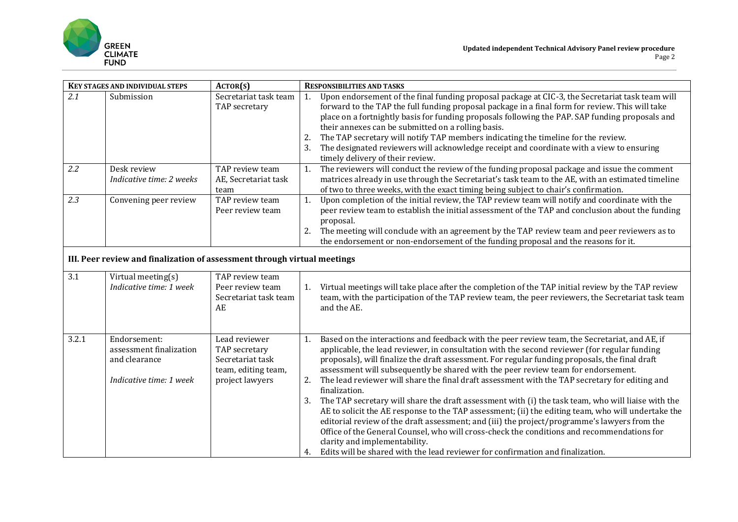| KEY STAGES AND INDIVIDUAL STEPS | | ACTOR(S) | RESPONSIBILITIES AND TASKS |
|---|---|---|---|
| *2.1* | Submission | Secretariat task team<br>TAP secretary | 1. Upon endorsement of the final funding proposal package at CIC-3, the Secretariat task team will forward to the TAP the full funding proposal package in a final form for review. This will take place on a fortnightly basis for funding proposals following the PAP. SAP funding proposals and their annexes can be submitted on a rolling basis.<br>2. The TAP secretary will notify TAP members indicating the timeline for the review.<br>3. The designated reviewers will acknowledge receipt and coordinate with a view to ensuring timely delivery of their review. |
| *2.2* | Desk review<br>*Indicative time: 2 weeks* | TAP review team<br>AE, Secretariat task team | 1. The reviewers will conduct the review of the funding proposal package and issue the comment matrices already in use through the Secretariat's task team to the AE, with an estimated timeline of two to three weeks, with the exact timing being subject to chair's confirmation. |
| *2.3* | Convening peer review | TAP review team<br>Peer review team | 1. Upon completion of the initial review, the TAP review team will notify and coordinate with the peer review team to establish the initial assessment of the TAP and conclusion about the funding proposal.<br>2. The meeting will conclude with an agreement by the TAP review team and peer reviewers as to the endorsement or non-endorsement of the funding proposal and the reasons for it. |
| **III. Peer review and finalization of assessment through virtual meetings** | | | |
| 3.1 | Virtual meeting(s)<br>*Indicative time: 1 week* | TAP review team<br>Peer review team<br>Secretariat task team<br>AE | 1. Virtual meetings will take place after the completion of the TAP initial review by the TAP review team, with the participation of the TAP review team, the peer reviewers, the Secretariat task team and the AE. |
| 3.2.1 | Endorsement: assessment finalization and clearance<br><br>*Indicative time: 1 week* | Lead reviewer<br>TAP secretary<br>Secretariat task team, editing team, project lawyers | 1. Based on the interactions and feedback with the peer review team, the Secretariat, and AE, if applicable, the lead reviewer, in consultation with the second reviewer (for regular funding proposals), will finalize the draft assessment. For regular funding proposals, the final draft assessment will subsequently be shared with the peer review team for endorsement.<br>2. The lead reviewer will share the final draft assessment with the TAP secretary for editing and finalization.<br>3. The TAP secretary will share the draft assessment with (i) the task team, who will liaise with the AE to solicit the AE response to the TAP assessment; (ii) the editing team, who will undertake the editorial review of the draft assessment; and (iii) the project/programme's lawyers from the Office of the General Counsel, who will cross-check the conditions and recommendations for clarity and implementability.<br>4. Edits will be shared with the lead reviewer for confirmation and finalization. |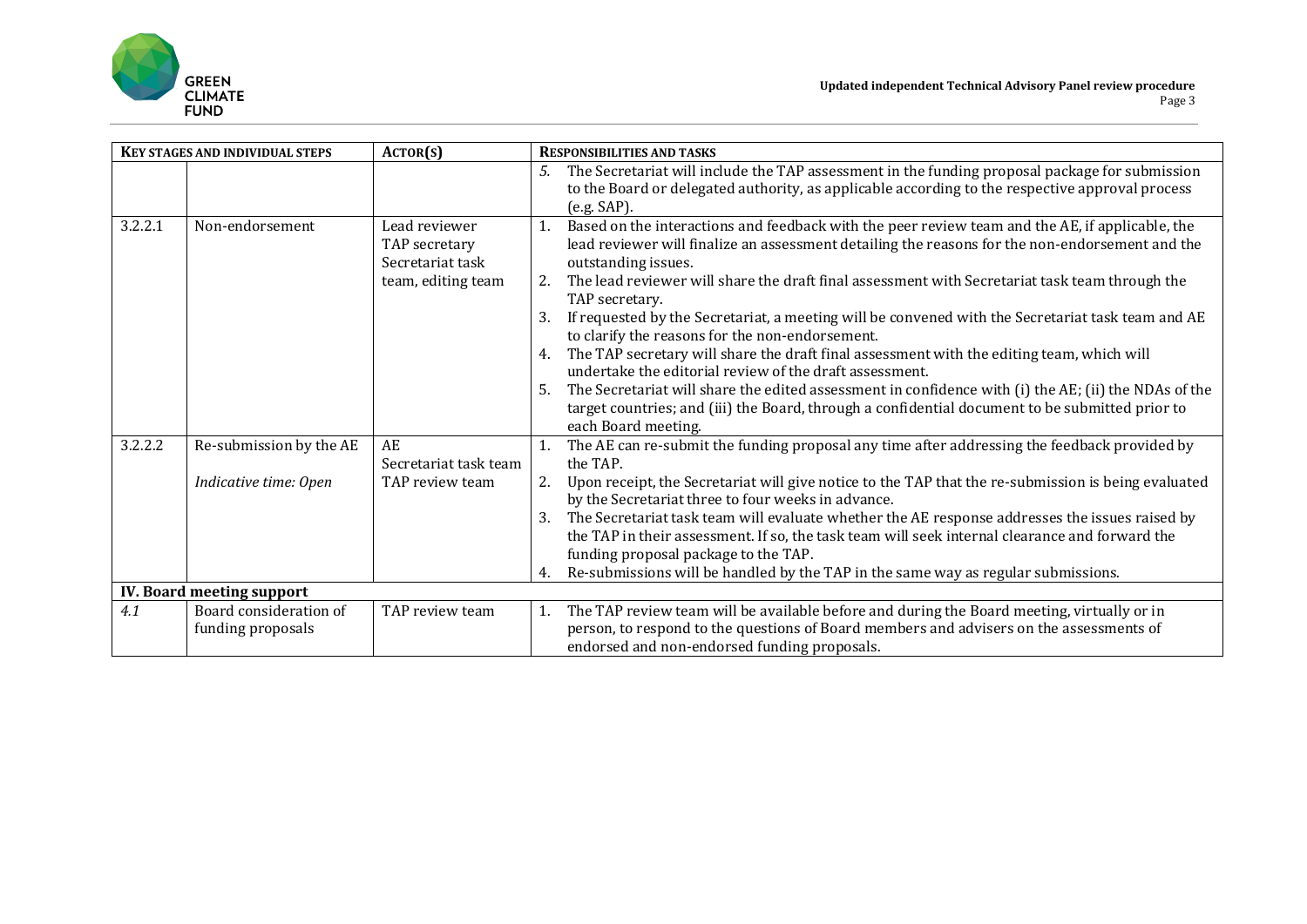| **Key stages and individual steps** | | **Actor(s)** | **Responsibilities and tasks** |
|---|---|---|---|
| | | | 5. The Secretariat will include the TAP assessment in the funding proposal package for submission to the Board or delegated authority, as applicable according to the respective approval process (e.g. SAP). |
| 3.2.2.1 | Non-endorsement | Lead reviewer<br>TAP secretary<br>Secretariat task team, editing team | 1. Based on the interactions and feedback with the peer review team and the AE, if applicable, the lead reviewer will finalize an assessment detailing the reasons for the non-endorsement and the outstanding issues.<br>2. The lead reviewer will share the draft final assessment with Secretariat task team through the TAP secretary.<br>3. If requested by the Secretariat, a meeting will be convened with the Secretariat task team and AE to clarify the reasons for the non-endorsement.<br>4. The TAP secretary will share the draft final assessment with the editing team, which will undertake the editorial review of the draft assessment.<br>5. The Secretariat will share the edited assessment in confidence with (i) the AE; (ii) the NDAs of the target countries; and (iii) the Board, through a confidential document to be submitted prior to each Board meeting. |
| 3.2.2.2 | Re-submission by the AE<br><br>*Indicative time: Open* | AE<br>Secretariat task team<br>TAP review team | 1. The AE can re-submit the funding proposal any time after addressing the feedback provided by the TAP.<br>2. Upon receipt, the Secretariat will give notice to the TAP that the re-submission is being evaluated by the Secretariat three to four weeks in advance.<br>3. The Secretariat task team will evaluate whether the AE response addresses the issues raised by the TAP in their assessment. If so, the task team will seek internal clearance and forward the funding proposal package to the TAP.<br>4. Re-submissions will be handled by the TAP in the same way as regular submissions. |
| **IV. Board meeting support** | | | |
| *4.1* | Board consideration of funding proposals | TAP review team | 1. The TAP review team will be available before and during the Board meeting, virtually or in person, to respond to the questions of Board members and advisers on the assessments of endorsed and non-endorsed funding proposals. |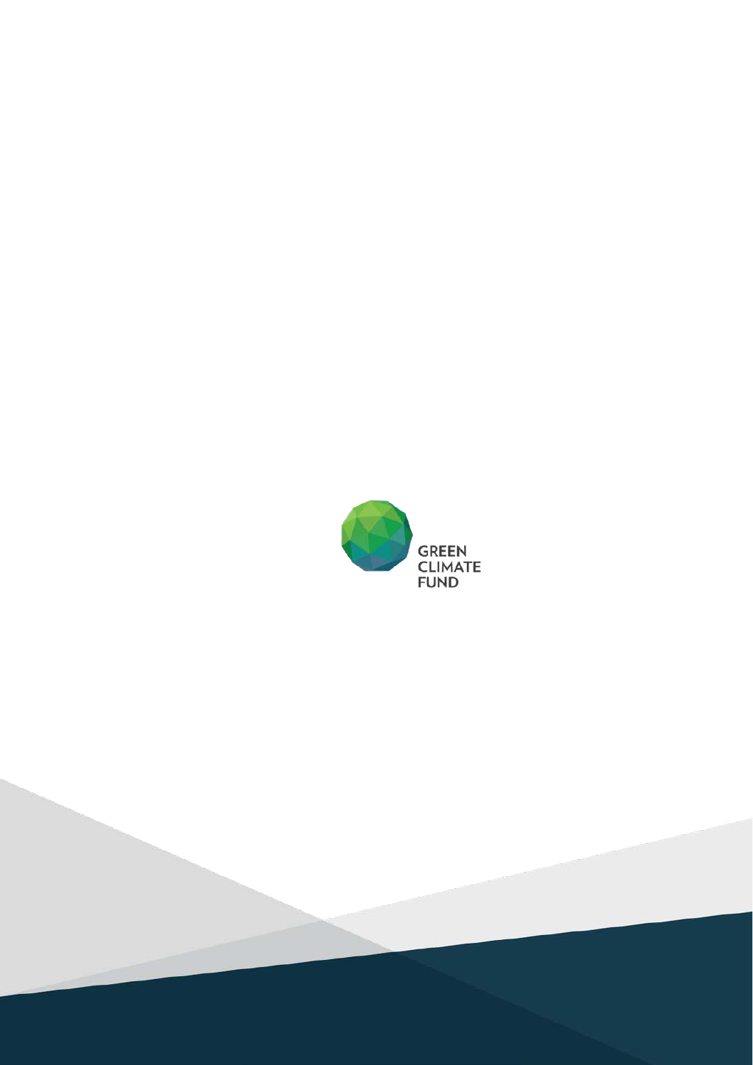GREEN
CLIMATE
FUND